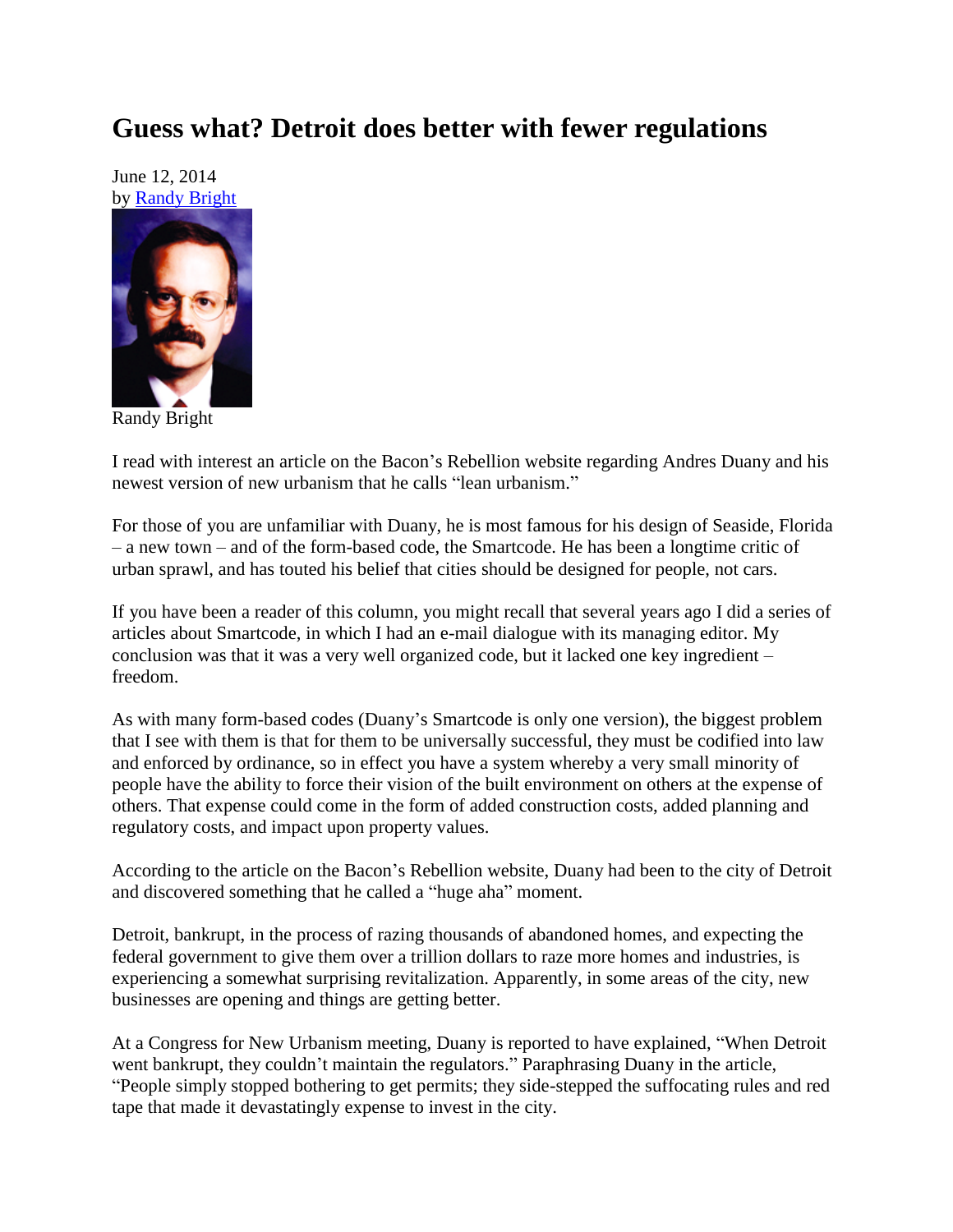# Guess what? Detroit does better with fewer regulations

June 12, 2014
by Randy Bright

Randy Bright

I read with interest an article on the Bacon's Rebellion website regarding Andres Duany and his newest version of new urbanism that he calls "lean urbanism."

For those of you are unfamiliar with Duany, he is most famous for his design of Seaside, Florida – a new town – and of the form-based code, the Smartcode. He has been a longtime critic of urban sprawl, and has touted his belief that cities should be designed for people, not cars.

If you have been a reader of this column, you might recall that several years ago I did a series of articles about Smartcode, in which I had an e-mail dialogue with its managing editor. My conclusion was that it was a very well organized code, but it lacked one key ingredient – freedom.

As with many form-based codes (Duany's Smartcode is only one version), the biggest problem that I see with them is that for them to be universally successful, they must be codified into law and enforced by ordinance, so in effect you have a system whereby a very small minority of people have the ability to force their vision of the built environment on others at the expense of others. That expense could come in the form of added construction costs, added planning and regulatory costs, and impact upon property values.

According to the article on the Bacon's Rebellion website, Duany had been to the city of Detroit and discovered something that he called a "huge aha" moment.

Detroit, bankrupt, in the process of razing thousands of abandoned homes, and expecting the federal government to give them over a trillion dollars to raze more homes and industries, is experiencing a somewhat surprising revitalization. Apparently, in some areas of the city, new businesses are opening and things are getting better.

At a Congress for New Urbanism meeting, Duany is reported to have explained, "When Detroit went bankrupt, they couldn't maintain the regulators." Paraphrasing Duany in the article, "People simply stopped bothering to get permits; they side-stepped the suffocating rules and red tape that made it devastatingly expense to invest in the city.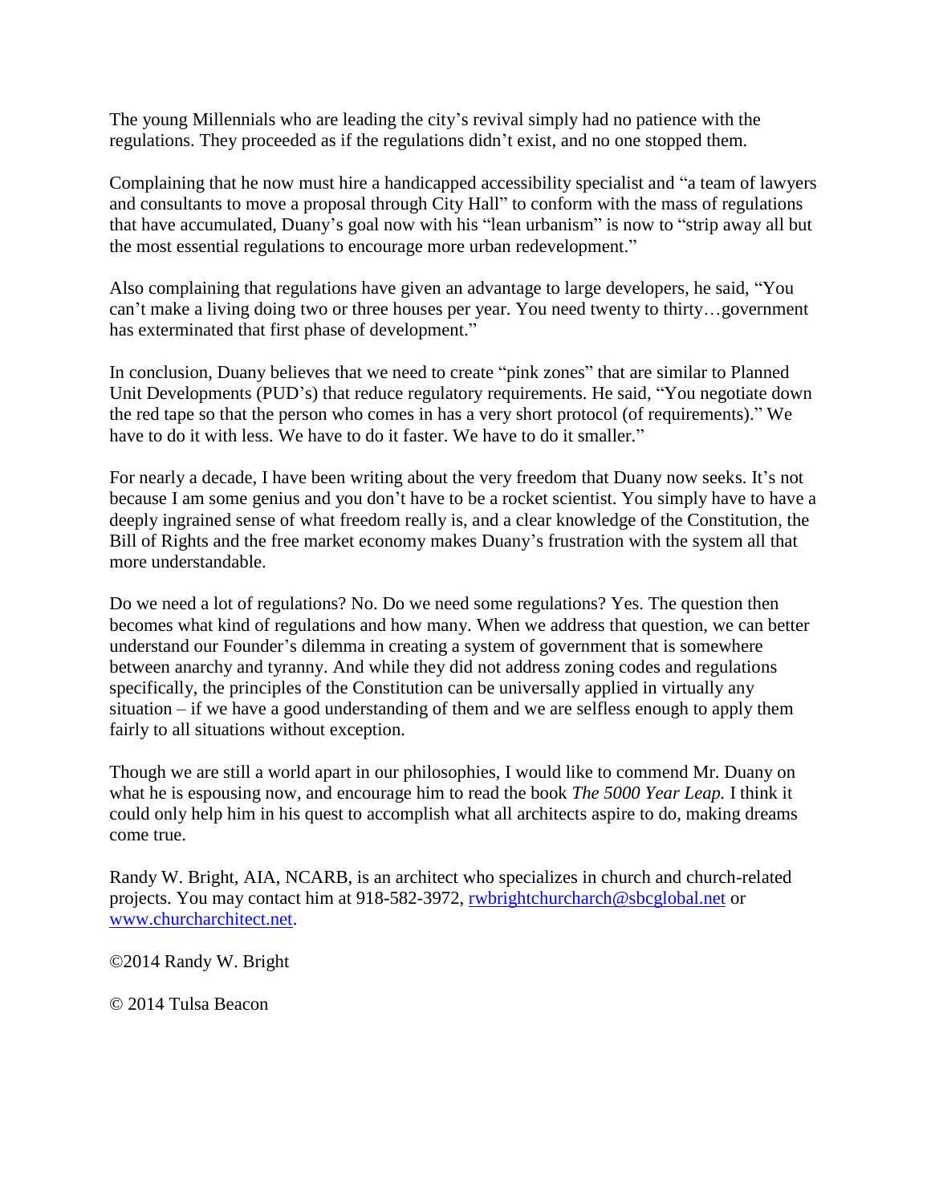The young Millennials who are leading the city's revival simply had no patience with the regulations. They proceeded as if the regulations didn't exist, and no one stopped them.

Complaining that he now must hire a handicapped accessibility specialist and "a team of lawyers and consultants to move a proposal through City Hall" to conform with the mass of regulations that have accumulated, Duany's goal now with his "lean urbanism" is now to "strip away all but the most essential regulations to encourage more urban redevelopment."

Also complaining that regulations have given an advantage to large developers, he said, "You can't make a living doing two or three houses per year. You need twenty to thirty…government has exterminated that first phase of development."

In conclusion, Duany believes that we need to create "pink zones" that are similar to Planned Unit Developments (PUD's) that reduce regulatory requirements. He said, "You negotiate down the red tape so that the person who comes in has a very short protocol (of requirements)." We have to do it with less. We have to do it faster. We have to do it smaller."

For nearly a decade, I have been writing about the very freedom that Duany now seeks. It's not because I am some genius and you don't have to be a rocket scientist. You simply have to have a deeply ingrained sense of what freedom really is, and a clear knowledge of the Constitution, the Bill of Rights and the free market economy makes Duany's frustration with the system all that more understandable.

Do we need a lot of regulations? No. Do we need some regulations? Yes. The question then becomes what kind of regulations and how many. When we address that question, we can better understand our Founder's dilemma in creating a system of government that is somewhere between anarchy and tyranny. And while they did not address zoning codes and regulations specifically, the principles of the Constitution can be universally applied in virtually any situation – if we have a good understanding of them and we are selfless enough to apply them fairly to all situations without exception.

Though we are still a world apart in our philosophies, I would like to commend Mr. Duany on what he is espousing now, and encourage him to read the book *The 5000 Year Leap.* I think it could only help him in his quest to accomplish what all architects aspire to do, making dreams come true.

Randy W. Bright, AIA, NCARB, is an architect who specializes in church and church-related projects. You may contact him at 918-582-3972, rwbrightchurcharch@sbcglobal.net or www.churcharchitect.net.

©2014 Randy W. Bright

© 2014 Tulsa Beacon